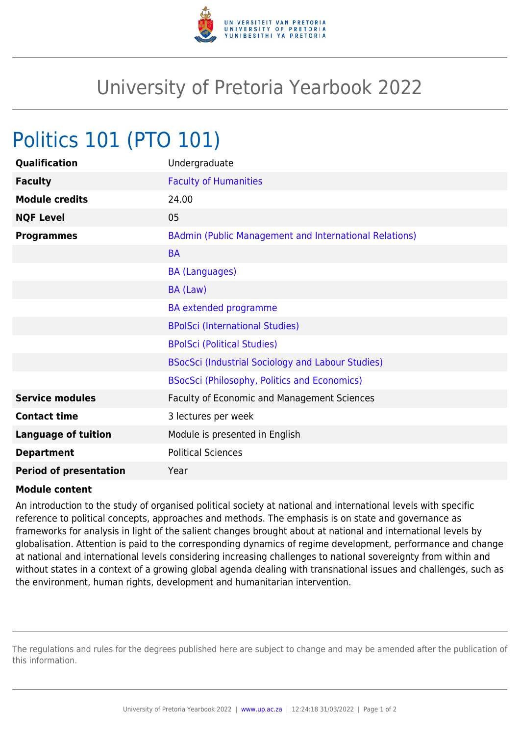# University of Pretoria Yearbook 2022

## Politics 101 (PTO 101)

| | |
|---|---|
| **Qualification** | Undergraduate |
| **Faculty** | Faculty of Humanities |
| **Module credits** | 24.00 |
| **NQF Level** | 05 |
| **Programmes** | BAdmin (Public Management and International Relations) |
| | BA |
| | BA (Languages) |
| | BA (Law) |
| | BA extended programme |
| | BPolSci (International Studies) |
| | BPolSci (Political Studies) |
| | BSocSci (Industrial Sociology and Labour Studies) |
| | BSocSci (Philosophy, Politics and Economics) |
| **Service modules** | Faculty of Economic and Management Sciences |
| **Contact time** | 3 lectures per week |
| **Language of tuition** | Module is presented in English |
| **Department** | Political Sciences |
| **Period of presentation** | Year |

**Module content**

An introduction to the study of organised political society at national and international levels with specific reference to political concepts, approaches and methods. The emphasis is on state and governance as frameworks for analysis in light of the salient changes brought about at national and international levels by globalisation. Attention is paid to the corresponding dynamics of regime development, performance and change at national and international levels considering increasing challenges to national sovereignty from within and without states in a context of a growing global agenda dealing with transnational issues and challenges, such as the environment, human rights, development and humanitarian intervention.

The regulations and rules for the degrees published here are subject to change and may be amended after the publication of this information.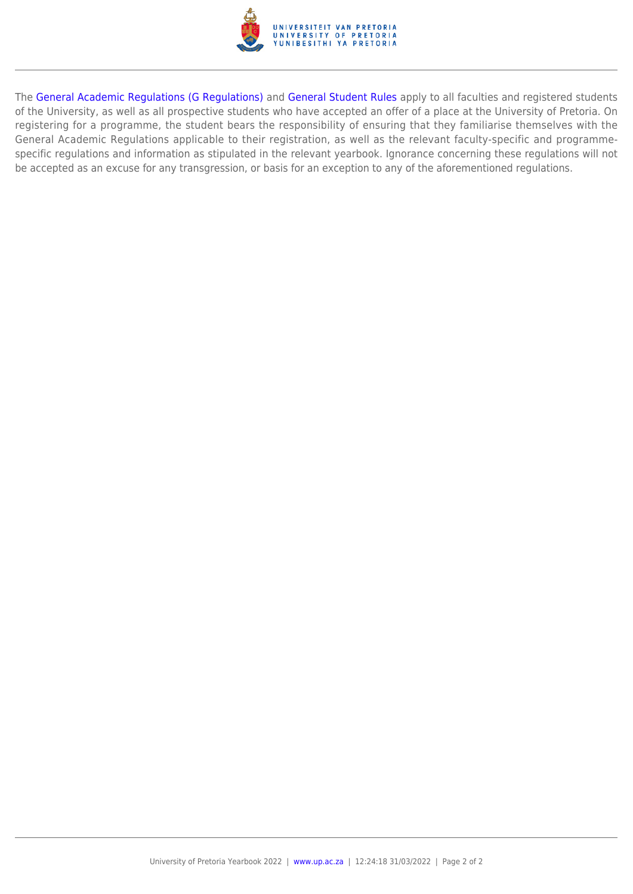The General Academic Regulations (G Regulations) and General Student Rules apply to all faculties and registered students of the University, as well as all prospective students who have accepted an offer of a place at the University of Pretoria. On registering for a programme, the student bears the responsibility of ensuring that they familiarise themselves with the General Academic Regulations applicable to their registration, as well as the relevant faculty-specific and programme-specific regulations and information as stipulated in the relevant yearbook. Ignorance concerning these regulations will not be accepted as an excuse for any transgression, or basis for an exception to any of the aforementioned regulations.